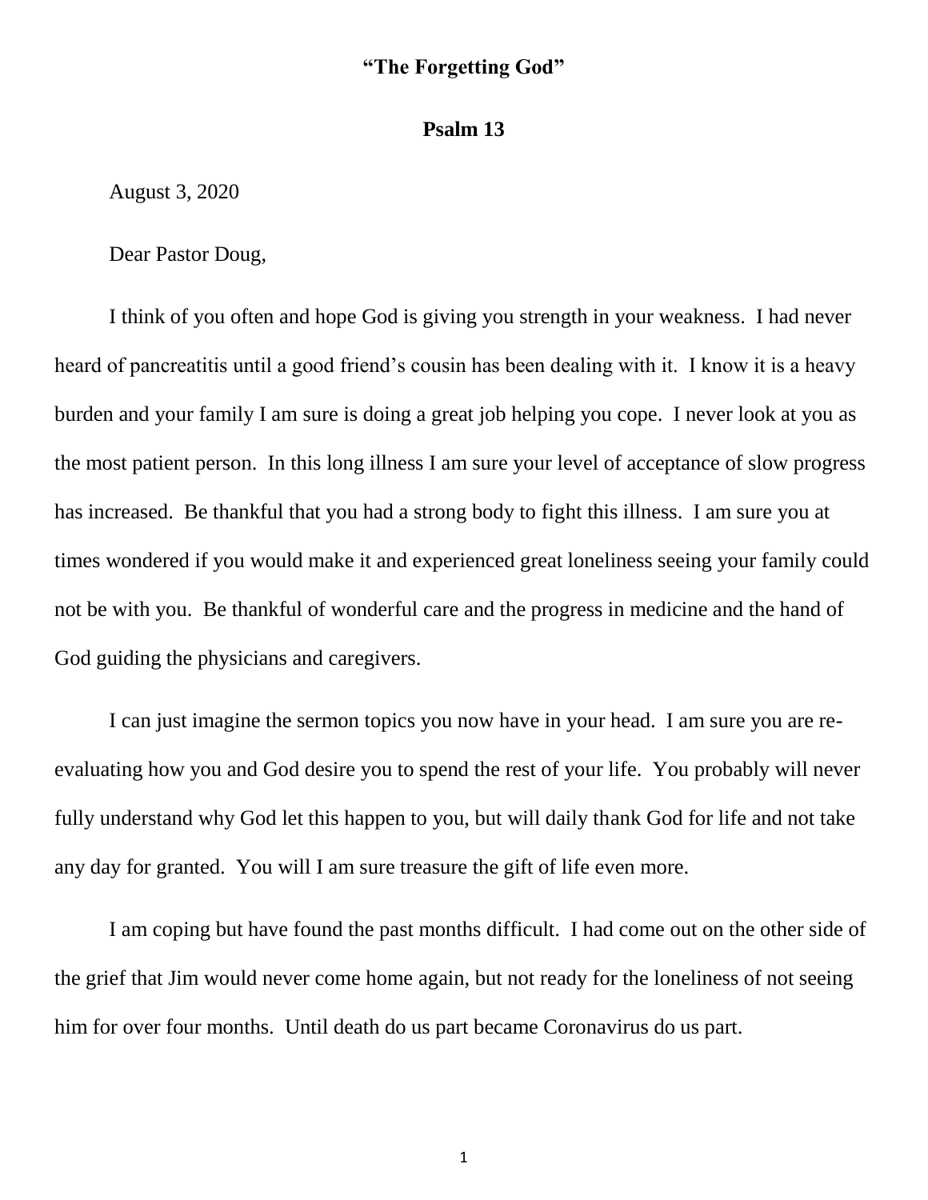**“The Forgetting God”**

**Psalm 13**

August 3, 2020

Dear Pastor Doug,

I think of you often and hope God is giving you strength in your weakness. I had never heard of pancreatitis until a good friend’s cousin has been dealing with it. I know it is a heavy burden and your family I am sure is doing a great job helping you cope. I never look at you as the most patient person. In this long illness I am sure your level of acceptance of slow progress has increased. Be thankful that you had a strong body to fight this illness. I am sure you at times wondered if you would make it and experienced great loneliness seeing your family could not be with you. Be thankful of wonderful care and the progress in medicine and the hand of God guiding the physicians and caregivers.

I can just imagine the sermon topics you now have in your head. I am sure you are re-evaluating how you and God desire you to spend the rest of your life. You probably will never fully understand why God let this happen to you, but will daily thank God for life and not take any day for granted. You will I am sure treasure the gift of life even more.

I am coping but have found the past months difficult. I had come out on the other side of the grief that Jim would never come home again, but not ready for the loneliness of not seeing him for over four months. Until death do us part became Coronavirus do us part.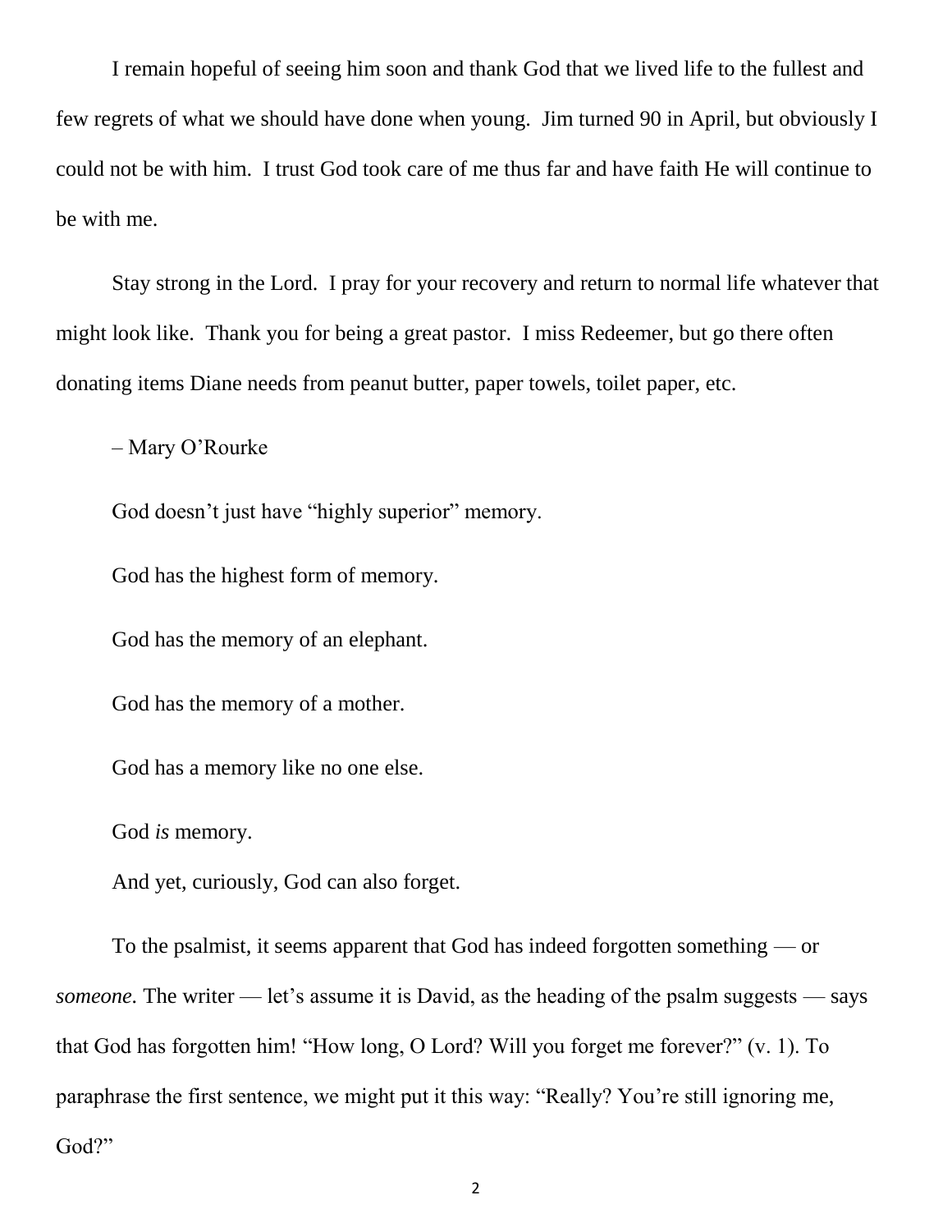I remain hopeful of seeing him soon and thank God that we lived life to the fullest and few regrets of what we should have done when young. Jim turned 90 in April, but obviously I could not be with him. I trust God took care of me thus far and have faith He will continue to be with me.

Stay strong in the Lord. I pray for your recovery and return to normal life whatever that might look like. Thank you for being a great pastor. I miss Redeemer, but go there often donating items Diane needs from peanut butter, paper towels, toilet paper, etc.

– Mary O'Rourke

God doesn't just have "highly superior" memory.

God has the highest form of memory.

God has the memory of an elephant.

God has the memory of a mother.

God has a memory like no one else.

God *is* memory.

And yet, curiously, God can also forget.

To the psalmist, it seems apparent that God has indeed forgotten something — or *someone*. The writer — let's assume it is David, as the heading of the psalm suggests — says that God has forgotten him! "How long, O Lord? Will you forget me forever?" (v. 1). To paraphrase the first sentence, we might put it this way: "Really? You're still ignoring me, God?"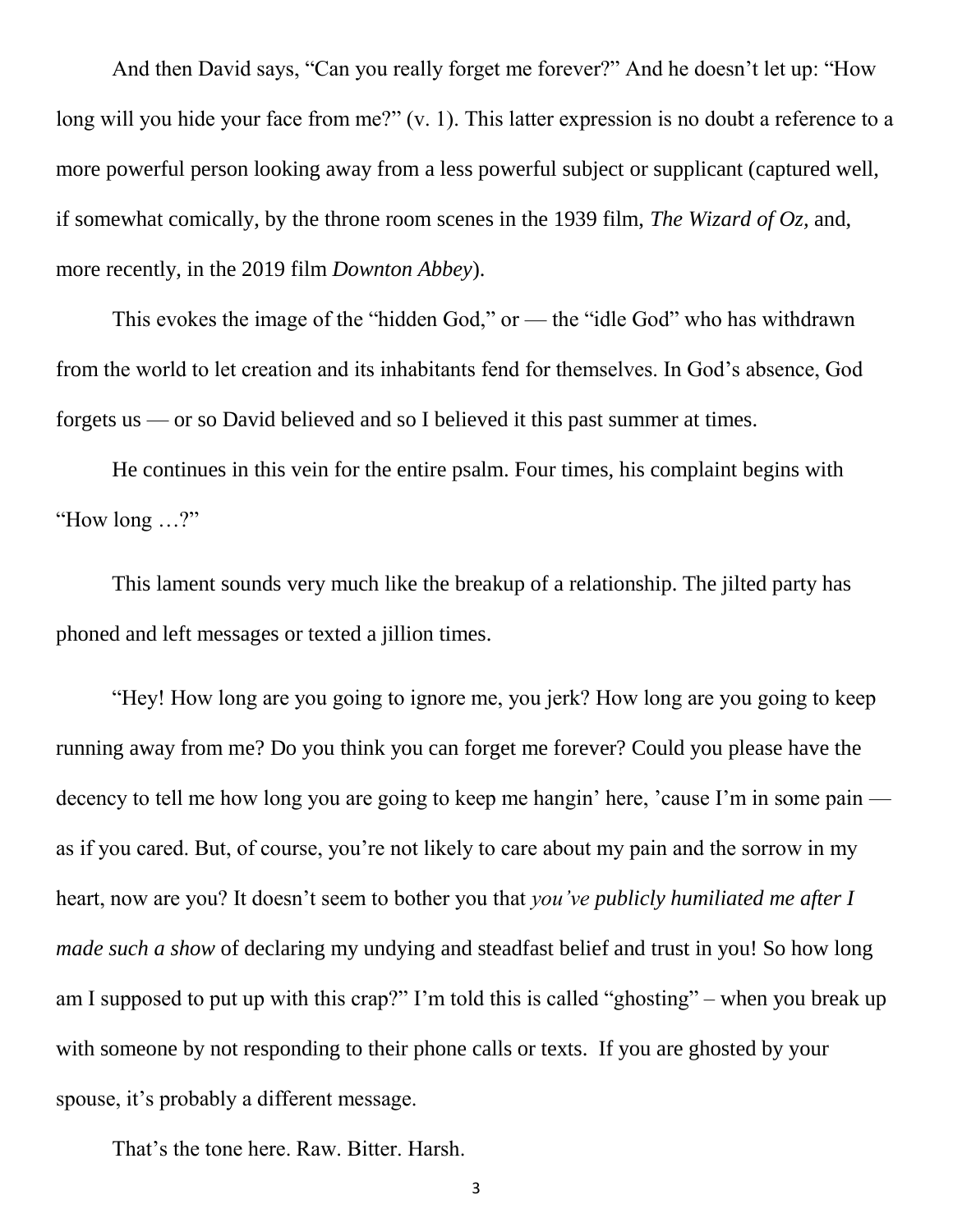And then David says, "Can you really forget me forever?" And he doesn't let up: "How long will you hide your face from me?" (v. 1). This latter expression is no doubt a reference to a more powerful person looking away from a less powerful subject or supplicant (captured well, if somewhat comically, by the throne room scenes in the 1939 film, *The Wizard of Oz,* and, more recently, in the 2019 film *Downton Abbey*).

This evokes the image of the "hidden God," or — the "idle God" who has withdrawn from the world to let creation and its inhabitants fend for themselves. In God's absence, God forgets us — or so David believed and so I believed it this past summer at times.

He continues in this vein for the entire psalm. Four times, his complaint begins with "How long …?"

This lament sounds very much like the breakup of a relationship. The jilted party has phoned and left messages or texted a jillion times.

"Hey! How long are you going to ignore me, you jerk? How long are you going to keep running away from me? Do you think you can forget me forever? Could you please have the decency to tell me how long you are going to keep me hangin' here, 'cause I'm in some pain — as if you cared. But, of course, you're not likely to care about my pain and the sorrow in my heart, now are you? It doesn't seem to bother you that *you've publicly humiliated me after I made such a show* of declaring my undying and steadfast belief and trust in you! So how long am I supposed to put up with this crap?" I'm told this is called "ghosting" – when you break up with someone by not responding to their phone calls or texts. If you are ghosted by your spouse, it's probably a different message.

That's the tone here. Raw. Bitter. Harsh.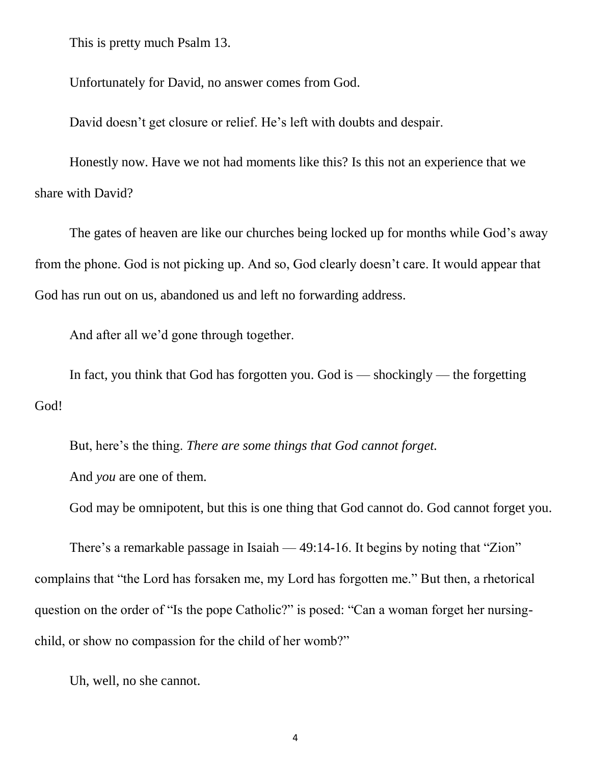This is pretty much Psalm 13.

Unfortunately for David, no answer comes from God.

David doesn't get closure or relief. He's left with doubts and despair.

Honestly now. Have we not had moments like this? Is this not an experience that we share with David?

The gates of heaven are like our churches being locked up for months while God's away from the phone. God is not picking up. And so, God clearly doesn't care. It would appear that God has run out on us, abandoned us and left no forwarding address.

And after all we'd gone through together.

In fact, you think that God has forgotten you. God is — shockingly — the forgetting God!

But, here's the thing. *There are some things that God cannot forget.*

And *you* are one of them.

God may be omnipotent, but this is one thing that God cannot do. God cannot forget you.

There's a remarkable passage in Isaiah — 49:14-16. It begins by noting that "Zion" complains that "the Lord has forsaken me, my Lord has forgotten me." But then, a rhetorical question on the order of "Is the pope Catholic?" is posed: "Can a woman forget her nursing-child, or show no compassion for the child of her womb?"

Uh, well, no she cannot.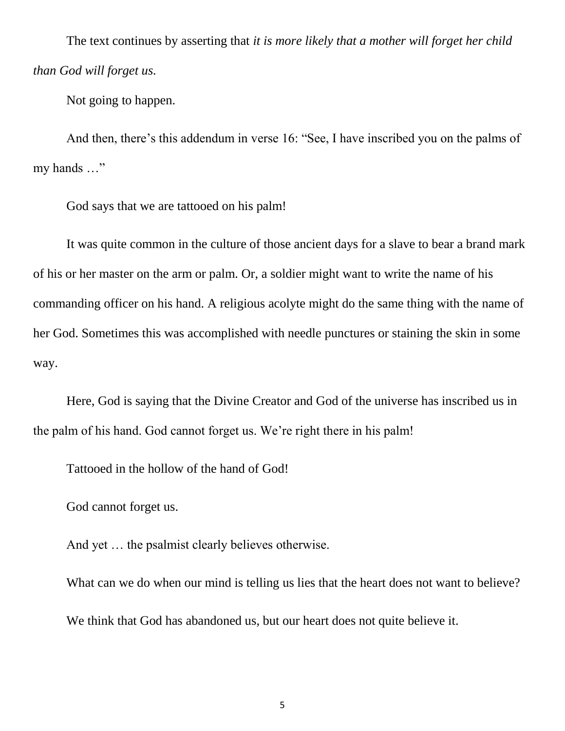The text continues by asserting that *it is more likely that a mother will forget her child than God will forget us.*

Not going to happen.

And then, there's this addendum in verse 16: "See, I have inscribed you on the palms of my hands …"

God says that we are tattooed on his palm!

It was quite common in the culture of those ancient days for a slave to bear a brand mark of his or her master on the arm or palm. Or, a soldier might want to write the name of his commanding officer on his hand. A religious acolyte might do the same thing with the name of her God. Sometimes this was accomplished with needle punctures or staining the skin in some way.

Here, God is saying that the Divine Creator and God of the universe has inscribed us in the palm of his hand. God cannot forget us. We're right there in his palm!

Tattooed in the hollow of the hand of God!

God cannot forget us.

And yet … the psalmist clearly believes otherwise.

What can we do when our mind is telling us lies that the heart does not want to believe?

We think that God has abandoned us, but our heart does not quite believe it.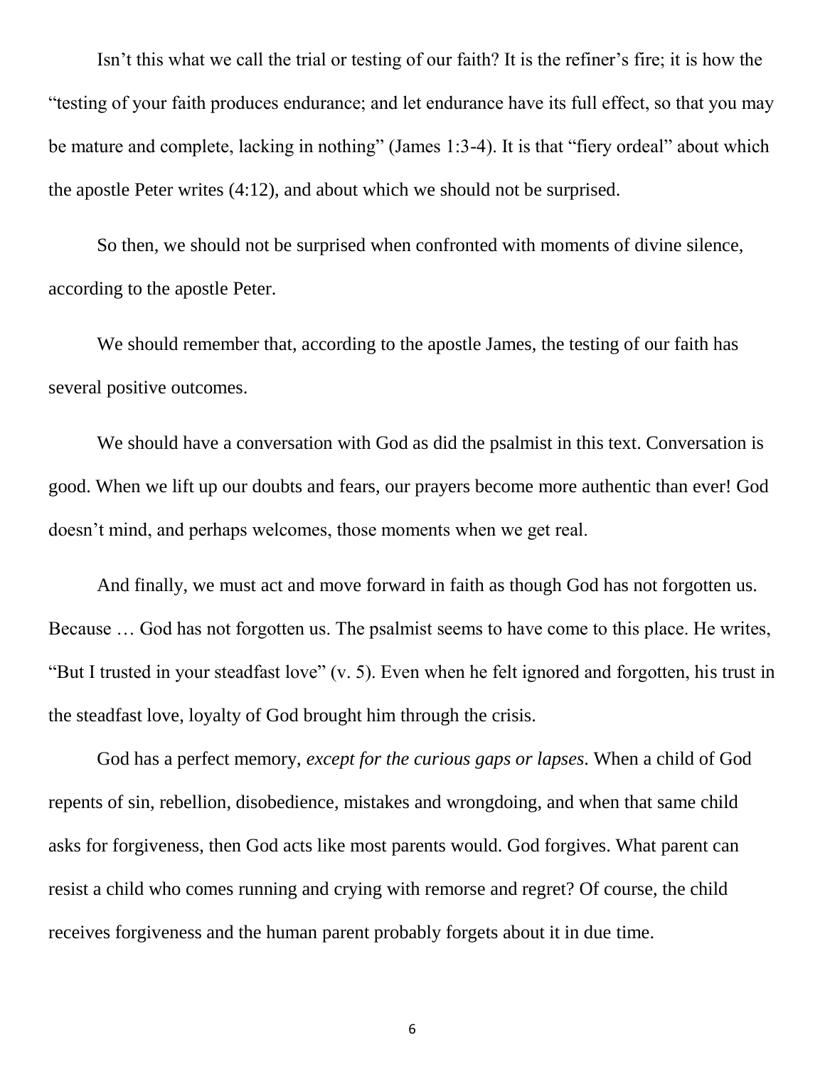Isn't this what we call the trial or testing of our faith? It is the refiner's fire; it is how the "testing of your faith produces endurance; and let endurance have its full effect, so that you may be mature and complete, lacking in nothing" (James 1:3-4). It is that "fiery ordeal" about which the apostle Peter writes (4:12), and about which we should not be surprised.

So then, we should not be surprised when confronted with moments of divine silence, according to the apostle Peter.

We should remember that, according to the apostle James, the testing of our faith has several positive outcomes.

We should have a conversation with God as did the psalmist in this text. Conversation is good. When we lift up our doubts and fears, our prayers become more authentic than ever! God doesn't mind, and perhaps welcomes, those moments when we get real.

And finally, we must act and move forward in faith as though God has not forgotten us. Because … God has not forgotten us. The psalmist seems to have come to this place. He writes, "But I trusted in your steadfast love" (v. 5). Even when he felt ignored and forgotten, his trust in the steadfast love, loyalty of God brought him through the crisis.

God has a perfect memory, *except for the curious gaps or lapses*. When a child of God repents of sin, rebellion, disobedience, mistakes and wrongdoing, and when that same child asks for forgiveness, then God acts like most parents would. God forgives. What parent can resist a child who comes running and crying with remorse and regret? Of course, the child receives forgiveness and the human parent probably forgets about it in due time.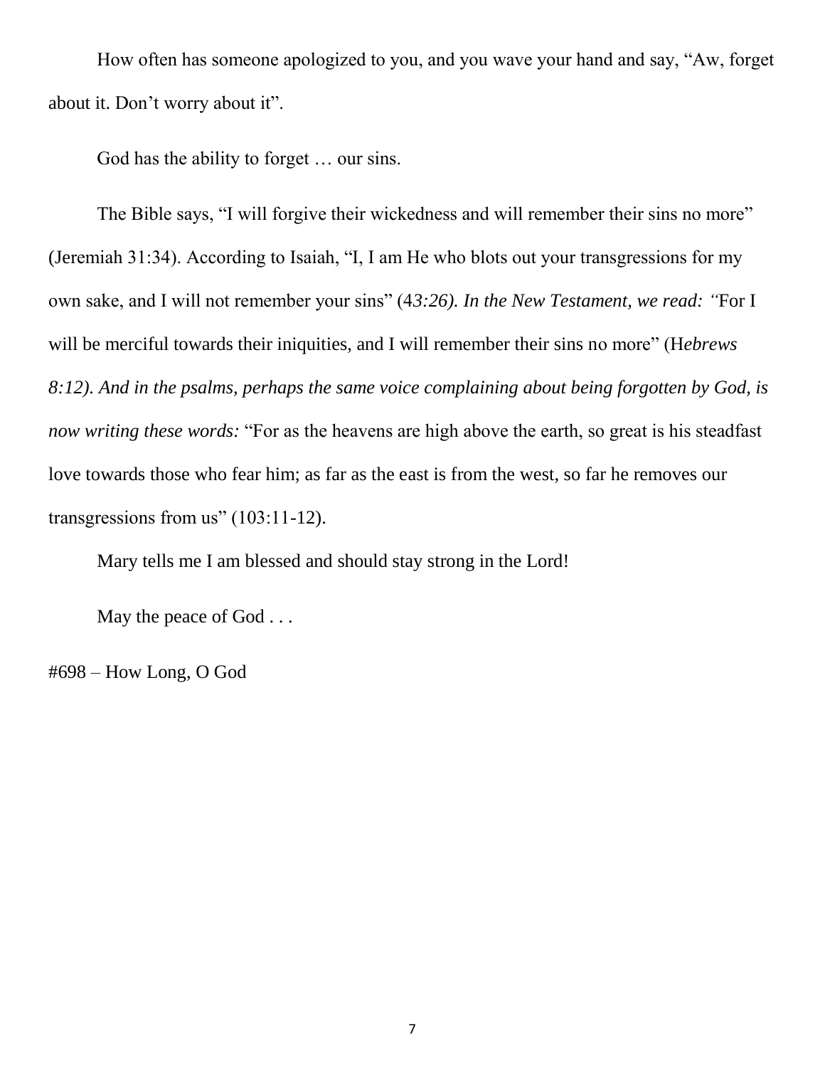How often has someone apologized to you, and you wave your hand and say, "Aw, forget about it. Don't worry about it".

God has the ability to forget … our sins.

The Bible says, "I will forgive their wickedness and will remember their sins no more" (Jeremiah 31:34). According to Isaiah, "I, I am He who blots out your transgressions for my own sake, and I will not remember your sins" (4*3:26). In the New Testament, we read: "*For I will be merciful towards their iniquities, and I will remember their sins no more" (H*ebrews 8:12). And in the psalms, perhaps the same voice complaining about being forgotten by God, is now writing these words:* "For as the heavens are high above the earth, so great is his steadfast love towards those who fear him; as far as the east is from the west, so far he removes our transgressions from us" (103:11-12).

Mary tells me I am blessed and should stay strong in the Lord!

May the peace of God . . .

#698 – How Long, O God